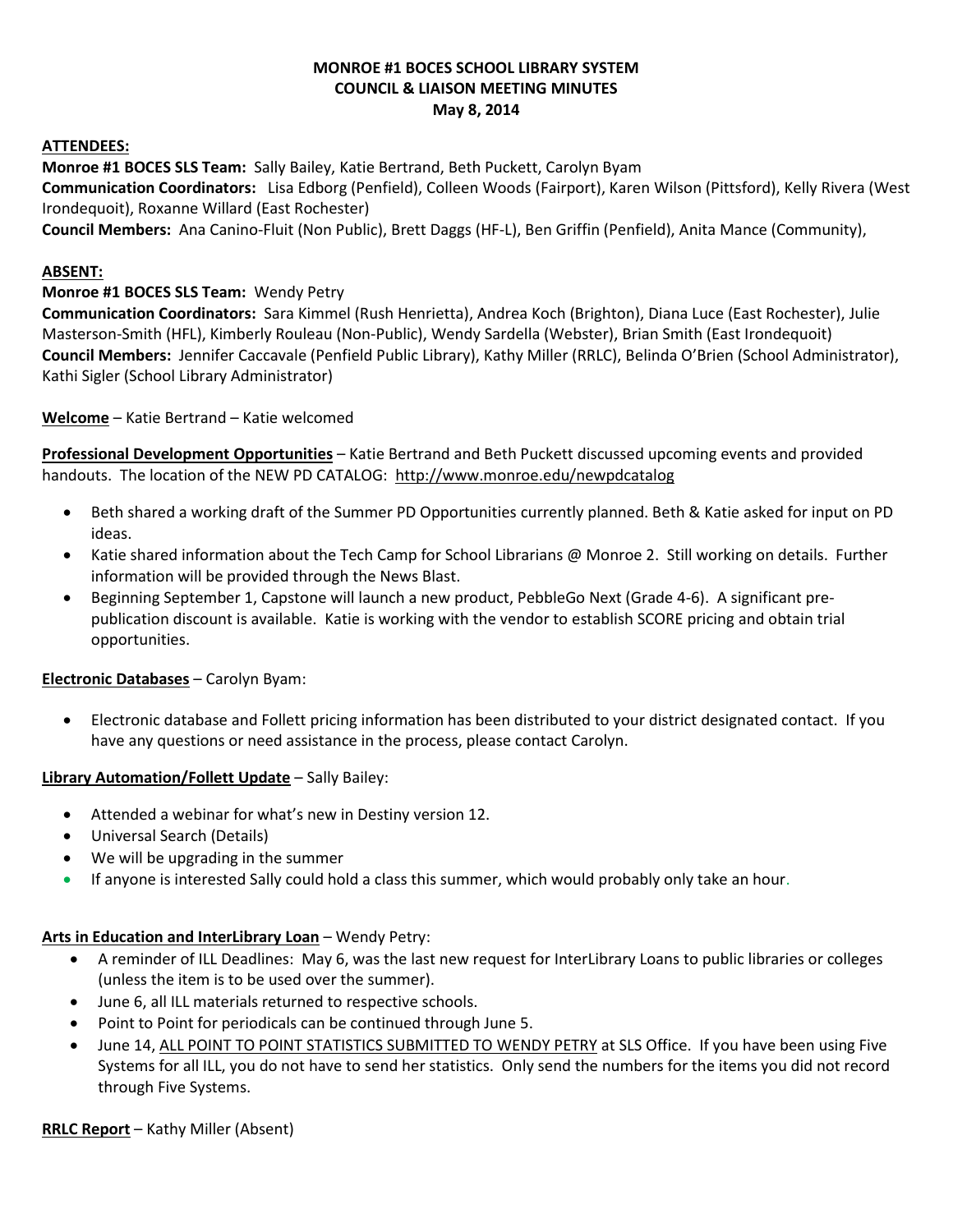**MONROE #1 BOCES SCHOOL LIBRARY SYSTEM**
**COUNCIL & LIAISON MEETING MINUTES**
**May 8, 2014**

**ATTENDEES:**

**Monroe #1 BOCES SLS Team:** Sally Bailey, Katie Bertrand, Beth Puckett, Carolyn Byam

**Communication Coordinators:** Lisa Edborg (Penfield), Colleen Woods (Fairport), Karen Wilson (Pittsford), Kelly Rivera (West Irondequoit), Roxanne Willard (East Rochester)

**Council Members:** Ana Canino-Fluit (Non Public), Brett Daggs (HF-L), Ben Griffin (Penfield), Anita Mance (Community),

**ABSENT:**

**Monroe #1 BOCES SLS Team:** Wendy Petry

**Communication Coordinators:** Sara Kimmel (Rush Henrietta), Andrea Koch (Brighton), Diana Luce (East Rochester), Julie Masterson-Smith (HFL), Kimberly Rouleau (Non-Public), Wendy Sardella (Webster), Brian Smith (East Irondequoit)

**Council Members:** Jennifer Caccavale (Penfield Public Library), Kathy Miller (RRLC), Belinda O'Brien (School Administrator), Kathi Sigler (School Library Administrator)

**Welcome** – Katie Bertrand – Katie welcomed

**Professional Development Opportunities** – Katie Bertrand and Beth Puckett discussed upcoming events and provided handouts. The location of the NEW PD CATALOG: http://www.monroe.edu/newpdcatalog

- Beth shared a working draft of the Summer PD Opportunities currently planned. Beth & Katie asked for input on PD ideas.
- Katie shared information about the Tech Camp for School Librarians @ Monroe 2. Still working on details. Further information will be provided through the News Blast.
- Beginning September 1, Capstone will launch a new product, PebbleGo Next (Grade 4-6). A significant pre-publication discount is available. Katie is working with the vendor to establish SCORE pricing and obtain trial opportunities.

**Electronic Databases** – Carolyn Byam:

- Electronic database and Follett pricing information has been distributed to your district designated contact. If you have any questions or need assistance in the process, please contact Carolyn.

**Library Automation/Follett Update** – Sally Bailey:

- Attended a webinar for what's new in Destiny version 12.
- Universal Search (Details)
- We will be upgrading in the summer
- If anyone is interested Sally could hold a class this summer, which would probably only take an hour.

**Arts in Education and InterLibrary Loan** – Wendy Petry:

- A reminder of ILL Deadlines: May 6, was the last new request for InterLibrary Loans to public libraries or colleges (unless the item is to be used over the summer).
- June 6, all ILL materials returned to respective schools.
- Point to Point for periodicals can be continued through June 5.
- June 14, ALL POINT TO POINT STATISTICS SUBMITTED TO WENDY PETRY at SLS Office. If you have been using Five Systems for all ILL, you do not have to send her statistics. Only send the numbers for the items you did not record through Five Systems.

**RRLC Report** – Kathy Miller (Absent)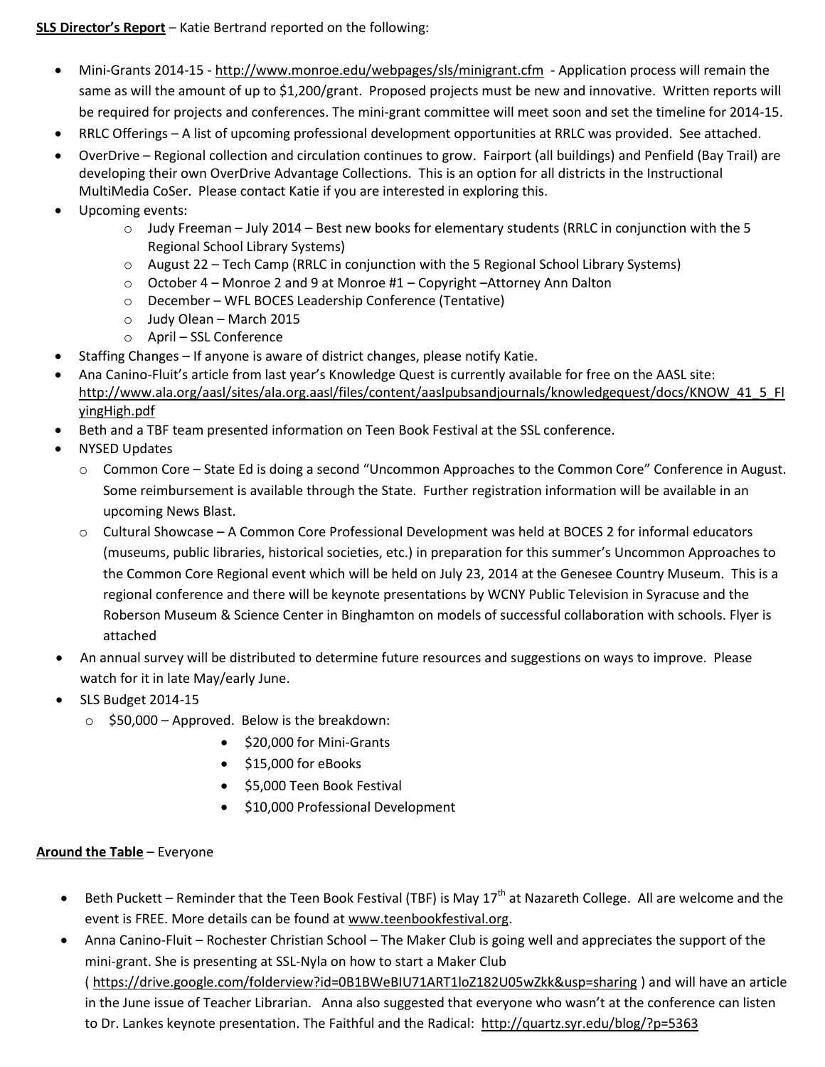**SLS Director's Report** – Katie Bertrand reported on the following:

- Mini-Grants 2014-15 - http://www.monroe.edu/webpages/sls/minigrant.cfm - Application process will remain the same as will the amount of up to $1,200/grant. Proposed projects must be new and innovative. Written reports will be required for projects and conferences. The mini-grant committee will meet soon and set the timeline for 2014-15.
- RRLC Offerings – A list of upcoming professional development opportunities at RRLC was provided. See attached.
- OverDrive – Regional collection and circulation continues to grow. Fairport (all buildings) and Penfield (Bay Trail) are developing their own OverDrive Advantage Collections. This is an option for all districts in the Instructional MultiMedia CoSer. Please contact Katie if you are interested in exploring this.
- Upcoming events:
  - Judy Freeman – July 2014 – Best new books for elementary students (RRLC in conjunction with the 5 Regional School Library Systems)
  - August 22 – Tech Camp (RRLC in conjunction with the 5 Regional School Library Systems)
  - October 4 – Monroe 2 and 9 at Monroe #1 – Copyright –Attorney Ann Dalton
  - December – WFL BOCES Leadership Conference (Tentative)
  - Judy Olean – March 2015
  - April – SSL Conference
- Staffing Changes – If anyone is aware of district changes, please notify Katie.
- Ana Canino-Fluit's article from last year's Knowledge Quest is currently available for free on the AASL site: http://www.ala.org/aasl/sites/ala.org.aasl/files/content/aaslpubsandjournals/knowledgequest/docs/KNOW_41_5_FlyingHigh.pdf
- Beth and a TBF team presented information on Teen Book Festival at the SSL conference.
- NYSED Updates
  - Common Core – State Ed is doing a second "Uncommon Approaches to the Common Core" Conference in August. Some reimbursement is available through the State. Further registration information will be available in an upcoming News Blast.
  - Cultural Showcase – A Common Core Professional Development was held at BOCES 2 for informal educators (museums, public libraries, historical societies, etc.) in preparation for this summer's Uncommon Approaches to the Common Core Regional event which will be held on July 23, 2014 at the Genesee Country Museum. This is a regional conference and there will be keynote presentations by WCNY Public Television in Syracuse and the Roberson Museum & Science Center in Binghamton on models of successful collaboration with schools. Flyer is attached
- An annual survey will be distributed to determine future resources and suggestions on ways to improve. Please watch for it in late May/early June.
- SLS Budget 2014-15
  - $50,000 – Approved. Below is the breakdown:
    - $20,000 for Mini-Grants
    - $15,000 for eBooks
    - $5,000 Teen Book Festival
    - $10,000 Professional Development

**Around the Table** – Everyone

- Beth Puckett – Reminder that the Teen Book Festival (TBF) is May 17th at Nazareth College. All are welcome and the event is FREE. More details can be found at www.teenbookfestival.org.
- Anna Canino-Fluit – Rochester Christian School – The Maker Club is going well and appreciates the support of the mini-grant. She is presenting at SSL-Nyla on how to start a Maker Club ( https://drive.google.com/folderview?id=0B1BWeBIU71ART1loZ182U05wZkk&usp=sharing ) and will have an article in the June issue of Teacher Librarian. Anna also suggested that everyone who wasn't at the conference can listen to Dr. Lankes keynote presentation. The Faithful and the Radical: http://quartz.syr.edu/blog/?p=5363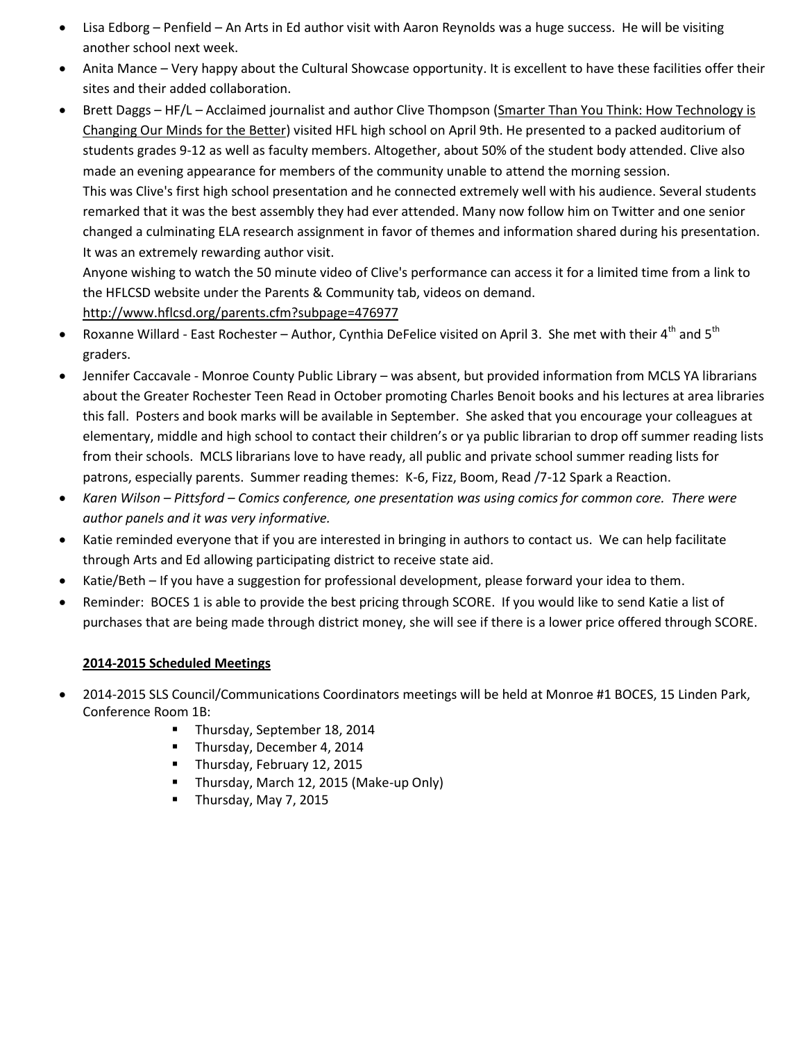- Lisa Edborg – Penfield – An Arts in Ed author visit with Aaron Reynolds was a huge success. He will be visiting another school next week.
- Anita Mance – Very happy about the Cultural Showcase opportunity. It is excellent to have these facilities offer their sites and their added collaboration.
- Brett Daggs – HF/L – Acclaimed journalist and author Clive Thompson (Smarter Than You Think: How Technology is Changing Our Minds for the Better) visited HFL high school on April 9th. He presented to a packed auditorium of students grades 9-12 as well as faculty members. Altogether, about 50% of the student body attended. Clive also made an evening appearance for members of the community unable to attend the morning session.
  This was Clive's first high school presentation and he connected extremely well with his audience. Several students remarked that it was the best assembly they had ever attended. Many now follow him on Twitter and one senior changed a culminating ELA research assignment in favor of themes and information shared during his presentation. It was an extremely rewarding author visit.
  Anyone wishing to watch the 50 minute video of Clive's performance can access it for a limited time from a link to the HFLCSD website under the Parents & Community tab, videos on demand.
  http://www.hflcsd.org/parents.cfm?subpage=476977
- Roxanne Willard - East Rochester – Author, Cynthia DeFelice visited on April 3. She met with their 4th and 5th graders.
- Jennifer Caccavale - Monroe County Public Library – was absent, but provided information from MCLS YA librarians about the Greater Rochester Teen Read in October promoting Charles Benoit books and his lectures at area libraries this fall. Posters and book marks will be available in September. She asked that you encourage your colleagues at elementary, middle and high school to contact their children's or ya public librarian to drop off summer reading lists from their schools. MCLS librarians love to have ready, all public and private school summer reading lists for patrons, especially parents. Summer reading themes: K-6, Fizz, Boom, Read /7-12 Spark a Reaction.
- *Karen Wilson – Pittsford – Comics conference, one presentation was using comics for common core. There were author panels and it was very informative.*
- Katie reminded everyone that if you are interested in bringing in authors to contact us. We can help facilitate through Arts and Ed allowing participating district to receive state aid.
- Katie/Beth – If you have a suggestion for professional development, please forward your idea to them.
- Reminder: BOCES 1 is able to provide the best pricing through SCORE. If you would like to send Katie a list of purchases that are being made through district money, she will see if there is a lower price offered through SCORE.

**2014-2015 Scheduled Meetings**

- 2014-2015 SLS Council/Communications Coordinators meetings will be held at Monroe #1 BOCES, 15 Linden Park, Conference Room 1B:
  - Thursday, September 18, 2014
  - Thursday, December 4, 2014
  - Thursday, February 12, 2015
  - Thursday, March 12, 2015 (Make-up Only)
  - Thursday, May 7, 2015